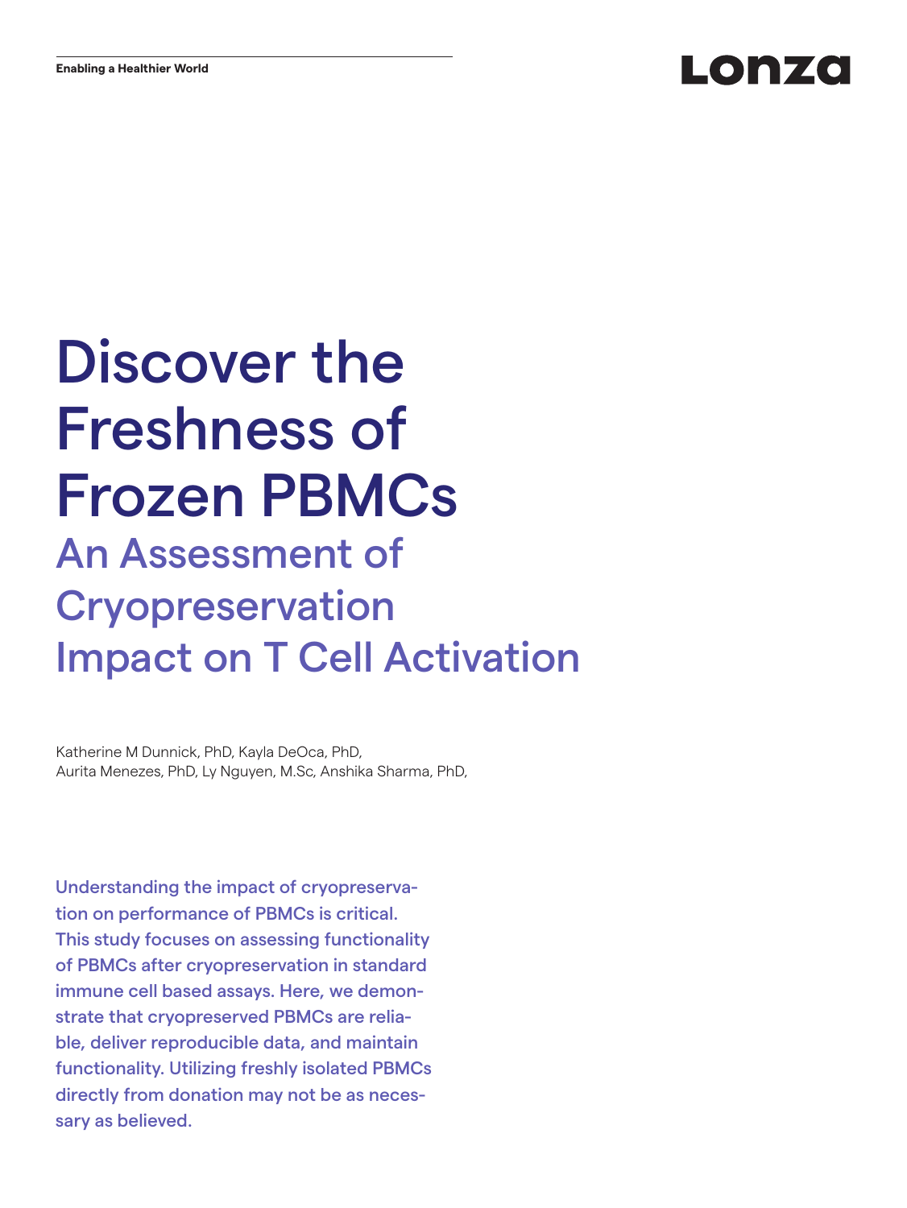Enabling a Healthier World

Lonza

# Discover the Freshness of Frozen PBMCs

## An Assessment of Cryopreservation Impact on T Cell Activation

Katherine M Dunnick, PhD, Kayla DeOca, PhD, Aurita Menezes, PhD, Ly Nguyen, M.Sc, Anshika Sharma, PhD,

Understanding the impact of cryopreservation on performance of PBMCs is critical. This study focuses on assessing functionality of PBMCs after cryopreservation in standard immune cell based assays. Here, we demonstrate that cryopreserved PBMCs are reliable, deliver reproducible data, and maintain functionality. Utilizing freshly isolated PBMCs directly from donation may not be as necessary as believed.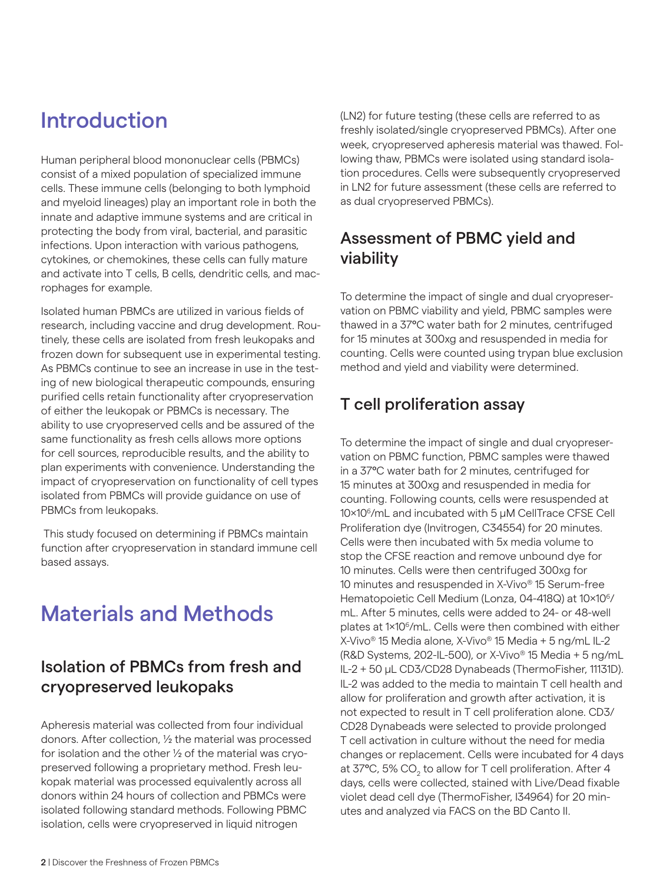# Introduction

Human peripheral blood mononuclear cells (PBMCs) consist of a mixed population of specialized immune cells. These immune cells (belonging to both lymphoid and myeloid lineages) play an important role in both the innate and adaptive immune systems and are critical in protecting the body from viral, bacterial, and parasitic infections. Upon interaction with various pathogens, cytokines, or chemokines, these cells can fully mature and activate into T cells, B cells, dendritic cells, and macrophages for example.

Isolated human PBMCs are utilized in various fields of research, including vaccine and drug development. Routinely, these cells are isolated from fresh leukopaks and frozen down for subsequent use in experimental testing. As PBMCs continue to see an increase in use in the testing of new biological therapeutic compounds, ensuring purified cells retain functionality after cryopreservation of either the leukopak or PBMCs is necessary. The ability to use cryopreserved cells and be assured of the same functionality as fresh cells allows more options for cell sources, reproducible results, and the ability to plan experiments with convenience. Understanding the impact of cryopreservation on functionality of cell types isolated from PBMCs will provide guidance on use of PBMCs from leukopaks.

This study focused on determining if PBMCs maintain function after cryopreservation in standard immune cell based assays.

# Materials and Methods

## Isolation of PBMCs from fresh and cryopreserved leukopaks

Apheresis material was collected from four individual donors. After collection, ½ the material was processed for isolation and the other ½ of the material was cryopreserved following a proprietary method. Fresh leukopak material was processed equivalently across all donors within 24 hours of collection and PBMCs were isolated following standard methods. Following PBMC isolation, cells were cryopreserved in liquid nitrogen (LN2) for future testing (these cells are referred to as freshly isolated/single cryopreserved PBMCs). After one week, cryopreserved apheresis material was thawed. Following thaw, PBMCs were isolated using standard isolation procedures. Cells were subsequently cryopreserved in LN2 for future assessment (these cells are referred to as dual cryopreserved PBMCs).

## Assessment of PBMC yield and viability

To determine the impact of single and dual cryopreservation on PBMC viability and yield, PBMC samples were thawed in a 37°C water bath for 2 minutes, centrifuged for 15 minutes at 300xg and resuspended in media for counting. Cells were counted using trypan blue exclusion method and yield and viability were determined.

## T cell proliferation assay

To determine the impact of single and dual cryopreservation on PBMC function, PBMC samples were thawed in a 37°C water bath for 2 minutes, centrifuged for 15 minutes at 300xg and resuspended in media for counting. Following counts, cells were resuspended at $10 \times 10^6$/mL and incubated with 5 μM CellTrace CFSE Cell Proliferation dye (Invitrogen, C34554) for 20 minutes. Cells were then incubated with 5x media volume to stop the CFSE reaction and remove unbound dye for 10 minutes. Cells were then centrifuged 300xg for 10 minutes and resuspended in X-Vivo® 15 Serum-free Hematopoietic Cell Medium (Lonza, 04-418Q) at $10 \times 10^6$/mL. After 5 minutes, cells were added to 24- or 48-well plates at $1 \times 10^6$/mL. Cells were then combined with either X-Vivo® 15 Media alone, X-Vivo® 15 Media + 5 ng/mL IL-2 (R&D Systems, 202-IL-500), or X-Vivo® 15 Media + 5 ng/mL IL-2 + 50 μL CD3/CD28 Dynabeads (ThermoFisher, 11131D). IL-2 was added to the media to maintain T cell health and allow for proliferation and growth after activation, it is not expected to result in T cell proliferation alone. CD3/CD28 Dynabeads were selected to provide prolonged T cell activation in culture without the need for media changes or replacement. Cells were incubated for 4 days at 37°C, 5% $CO_2$ to allow for T cell proliferation. After 4 days, cells were collected, stained with Live/Dead fixable violet dead cell dye (ThermoFisher, I34964) for 20 minutes and analyzed via FACS on the BD Canto II.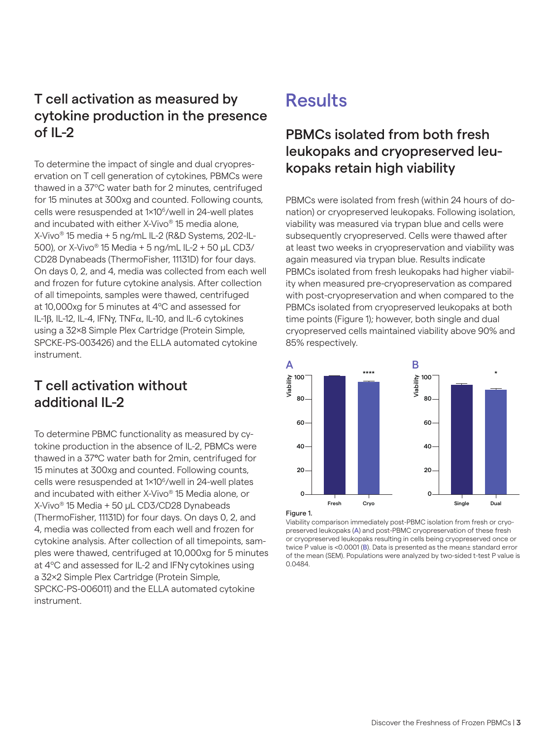## T cell activation as measured by cytokine production in the presence of IL-2

To determine the impact of single and dual cryopreservation on T cell generation of cytokines, PBMCs were thawed in a 37°C water bath for 2 minutes, centrifuged for 15 minutes at 300xg and counted. Following counts, cells were resuspended at $1\times10^6$/well in 24-well plates and incubated with either X-Vivo® 15 media alone, X-Vivo® 15 media + 5 ng/mL IL-2 (R&D Systems, 202-IL-500), or X-Vivo® 15 Media + 5 ng/mL IL-2 + 50 µL CD3/CD28 Dynabeads (ThermoFisher, 11131D) for four days. On days 0, 2, and 4, media was collected from each well and frozen for future cytokine analysis. After collection of all timepoints, samples were thawed, centrifuged at 10,000xg for 5 minutes at 4°C and assessed for IL-1β, IL-12, IL-4, IFNγ, TNFα, IL-10, and IL-6 cytokines using a 32×8 Simple Plex Cartridge (Protein Simple, SPCKE-PS-003426) and the ELLA automated cytokine instrument.

## T cell activation without additional IL-2

To determine PBMC functionality as measured by cytokine production in the absence of IL-2, PBMCs were thawed in a 37°C water bath for 2min, centrifuged for 15 minutes at 300xg and counted. Following counts, cells were resuspended at $1\times10^6$/well in 24-well plates and incubated with either X-Vivo® 15 Media alone, or X-Vivo® 15 Media + 50 µL CD3/CD28 Dynabeads (ThermoFisher, 11131D) for four days. On days 0, 2, and 4, media was collected from each well and frozen for cytokine analysis. After collection of all timepoints, samples were thawed, centrifuged at 10,000xg for 5 minutes at 4°C and assessed for IL-2 and IFNγ cytokines using a 32×2 Simple Plex Cartridge (Protein Simple, SPCKC-PS-006011) and the ELLA automated cytokine instrument.

# Results

## PBMCs isolated from both fresh leukopaks and cryopreserved leukopaks retain high viability

PBMCs were isolated from fresh (within 24 hours of donation) or cryopreserved leukopaks. Following isolation, viability was measured via trypan blue and cells were subsequently cryopreserved. Cells were thawed after at least two weeks in cryopreservation and viability was again measured via trypan blue. Results indicate PBMCs isolated from fresh leukopaks had higher viability when measured pre-cryopreservation as compared with post-cryopreservation and when compared to the PBMCs isolated from cryopreserved leukopaks at both time points (Figure 1); however, both single and dual cryopreserved cells maintained viability above 90% and 85% respectively.

Figure 1.
Viability comparison immediately post-PBMC isolation from fresh or cryopreserved leukopaks (A) and post-PBMC cryopreservation of these fresh or cryopreserved leukopaks resulting in cells being cryopreserved once or twice P value is <0.0001 (B). Data is presented as the mean± standard error of the mean (SEM). Populations were analyzed by two-sided t-test P value is 0.0484.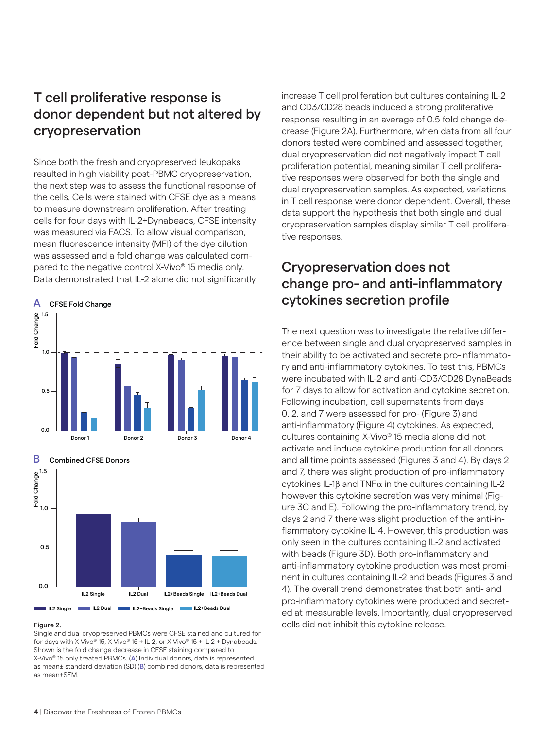## T cell proliferative response is donor dependent but not altered by cryopreservation

Since both the fresh and cryopreserved leukopaks resulted in high viability post-PBMC cryopreservation, the next step was to assess the functional response of the cells. Cells were stained with CFSE dye as a means to measure downstream proliferation. After treating cells for four days with IL-2+Dynabeads, CFSE intensity was measured via FACS. To allow visual comparison, mean fluorescence intensity (MFI) of the dye dilution was assessed and a fold change was calculated compared to the negative control X-Vivo® 15 media only. Data demonstrated that IL-2 alone did not significantly increase T cell proliferation but cultures containing IL-2 and CD3/CD28 beads induced a strong proliferative response resulting in an average of 0.5 fold change decrease (Figure 2A). Furthermore, when data from all four donors tested were combined and assessed together, dual cryopreservation did not negatively impact T cell proliferation potential, meaning similar T cell proliferative responses were observed for both the single and dual cryopreservation samples. As expected, variations in T cell response were donor dependent. Overall, these data support the hypothesis that both single and dual cryopreservation samples display similar T cell proliferative responses.

**Figure 2.**
Single and dual cryopreserved PBMCs were CFSE stained and cultured for for days with X-Vivo® 15, X-Vivo® 15 + IL-2, or X-Vivo® 15 + IL-2 + Dynabeads. Shown is the fold change decrease in CFSE staining compared to X-Vivo® 15 only treated PBMCs. (A) Individual donors, data is represented as mean± standard deviation (SD) (B) combined donors, data is represented as mean±SEM.

## Cryopreservation does not change pro- and anti-inflammatory cytokines secretion profile

The next question was to investigate the relative difference between single and dual cryopreserved samples in their ability to be activated and secrete pro-inflammatory and anti-inflammatory cytokines. To test this, PBMCs were incubated with IL-2 and anti-CD3/CD28 DynaBeads for 7 days to allow for activation and cytokine secretion. Following incubation, cell supernatants from days 0, 2, and 7 were assessed for pro- (Figure 3) and anti-inflammatory (Figure 4) cytokines. As expected, cultures containing X-Vivo® 15 media alone did not activate and induce cytokine production for all donors and all time points assessed (Figures 3 and 4). By days 2 and 7, there was slight production of pro-inflammatory cytokines IL-1β and TNFα in the cultures containing IL-2 however this cytokine secretion was very minimal (Figure 3C and E). Following the pro-inflammatory trend, by days 2 and 7 there was slight production of the anti-inflammatory cytokine IL-4. However, this production was only seen in the cultures containing IL-2 and activated with beads (Figure 3D). Both pro-inflammatory and anti-inflammatory cytokine production was most prominent in cultures containing IL-2 and beads (Figures 3 and 4). The overall trend demonstrates that both anti- and pro-inflammatory cytokines were produced and secreted at measurable levels. Importantly, dual cryopreserved cells did not inhibit this cytokine release.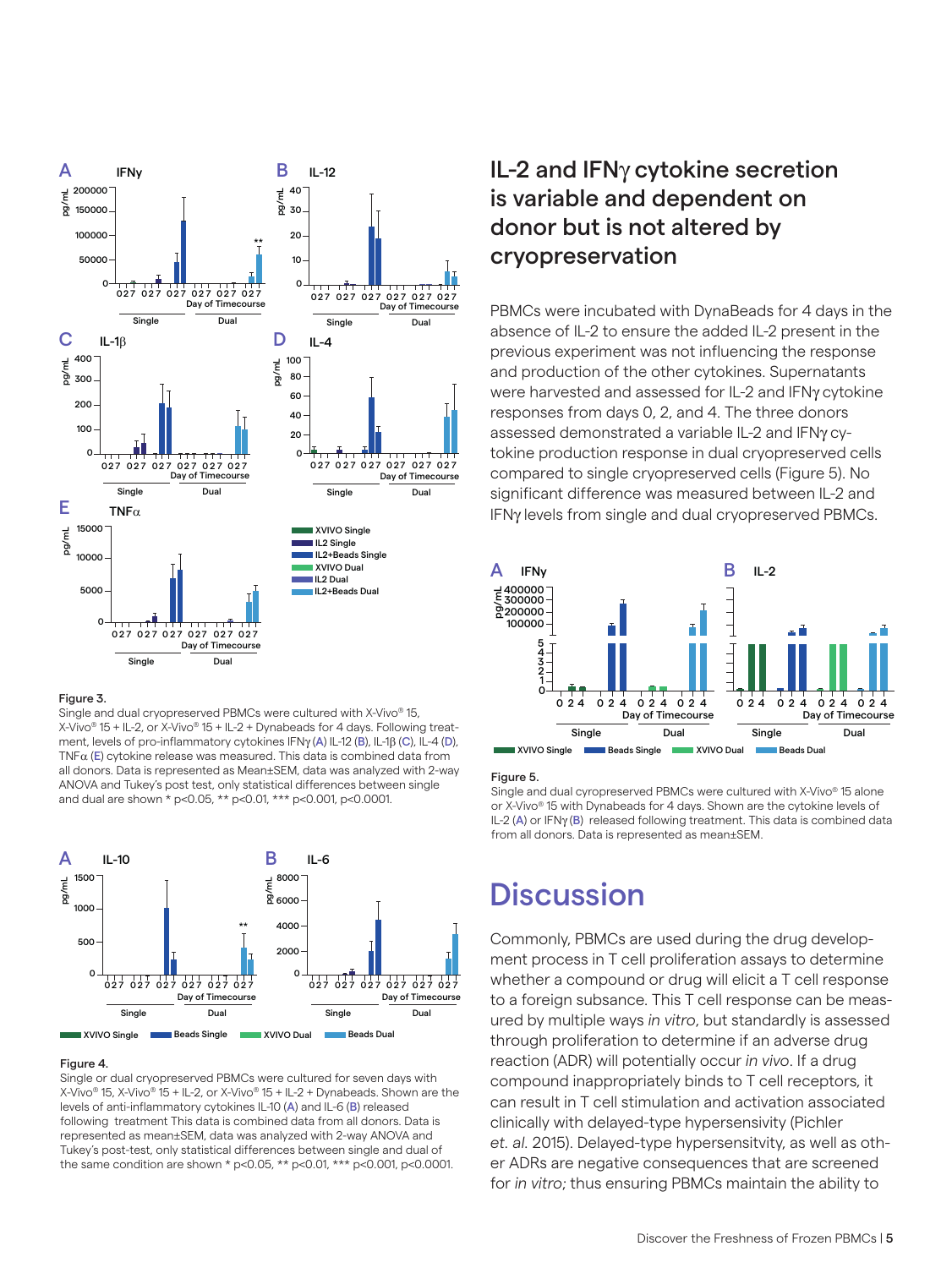**Figure 3.**
Single and dual cryopreserved PBMCs were cultured with X-Vivo® 15, X-Vivo® 15 + IL-2, or X-Vivo® 15 + IL-2 + Dynabeads for 4 days. Following treatment, levels of pro-inflammatory cytokines IFNγ (A) IL-12 (B), IL-1β (C), IL-4 (D), TNFα (E) cytokine release was measured. This data is combined data from all donors. Data is represented as Mean±SEM, data was analyzed with 2-way ANOVA and Tukey's post test, only statistical differences between single and dual are shown * p<0.05, ** p<0.01, *** p<0.001, p<0.0001.

**Figure 4.**
Single or dual cryopreserved PBMCs were cultured for seven days with X-Vivo® 15, X-Vivo® 15 + IL-2, or X-Vivo® 15 + IL-2 + Dynabeads. Shown are the levels of anti-inflammatory cytokines IL-10 (A) and IL-6 (B) released following treatment This data is combined data from all donors. Data is represented as mean±SEM, data was analyzed with 2-way ANOVA and Tukey's post-test, only statistical differences between single and dual of the same condition are shown * p<0.05, ** p<0.01, *** p<0.001, p<0.0001.

## IL-2 and IFNγ cytokine secretion is variable and dependent on donor but is not altered by cryopreservation

PBMCs were incubated with DynaBeads for 4 days in the absence of IL-2 to ensure the added IL-2 present in the previous experiment was not influencing the response and production of the other cytokines. Supernatants were harvested and assessed for IL-2 and IFNγ cytokine responses from days 0, 2, and 4. The three donors assessed demonstrated a variable IL-2 and IFNγ cytokine production response in dual cryopreserved cells compared to single cryopreserved cells (Figure 5). No significant difference was measured between IL-2 and IFNγ levels from single and dual cryopreserved PBMCs.

**Figure 5.**
Single and dual cyropreserved PBMCs were cultured with X-Vivo® 15 alone or X-Vivo® 15 with Dynabeads for 4 days. Shown are the cytokine levels of IL-2 (A) or IFNγ (B) released following treatment. This data is combined data from all donors. Data is represented as mean±SEM.

# Discussion

Commonly, PBMCs are used during the drug development process in T cell proliferation assays to determine whether a compound or drug will elicit a T cell response to a foreign subsance. This T cell response can be measured by multiple ways *in vitro*, but standardly is assessed through proliferation to determine if an adverse drug reaction (ADR) will potentially occur *in vivo*. If a drug compound inappropriately binds to T cell receptors, it can result in T cell stimulation and activation associated clinically with delayed-type hypersensivity (Pichler *et. al.* 2015). Delayed-type hypersensitivty, as well as other ADRs are negative consequences that are screened for *in vitro*; thus ensuring PBMCs maintain the ability to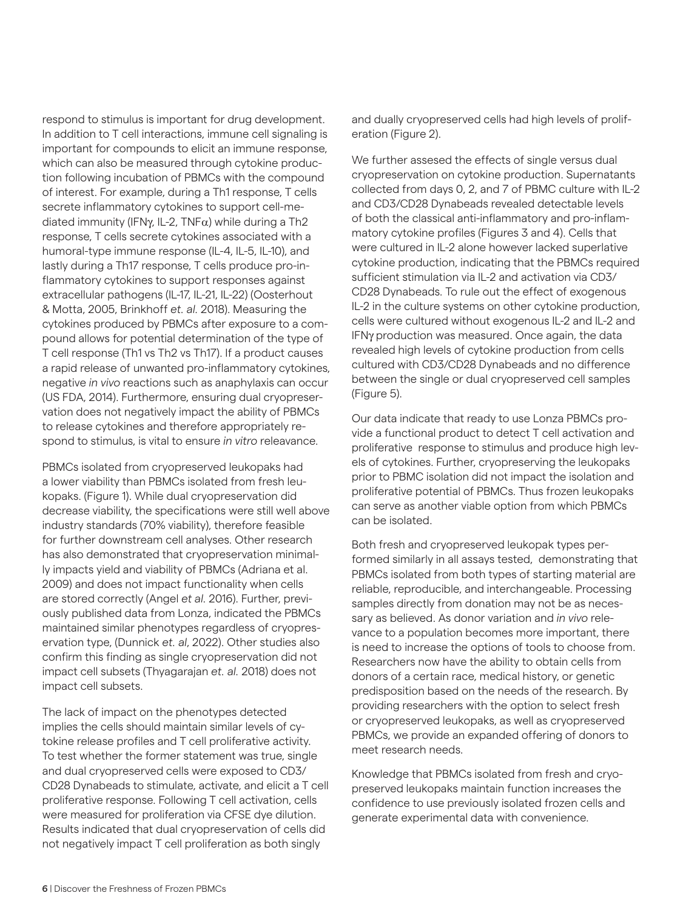respond to stimulus is important for drug development. In addition to T cell interactions, immune cell signaling is important for compounds to elicit an immune response, which can also be measured through cytokine production following incubation of PBMCs with the compound of interest. For example, during a Th1 response, T cells secrete inflammatory cytokines to support cell-mediated immunity (IFNγ, IL-2, TNFα) while during a Th2 response, T cells secrete cytokines associated with a humoral-type immune response (IL-4, IL-5, IL-10), and lastly during a Th17 response, T cells produce pro-inflammatory cytokines to support responses against extracellular pathogens (IL-17, IL-21, IL-22) (Oosterhout & Motta, 2005, Brinkhoff *et. al.* 2018). Measuring the cytokines produced by PBMCs after exposure to a compound allows for potential determination of the type of T cell response (Th1 vs Th2 vs Th17). If a product causes a rapid release of unwanted pro-inflammatory cytokines, negative *in vivo* reactions such as anaphylaxis can occur (US FDA, 2014). Furthermore, ensuring dual cryopreservation does not negatively impact the ability of PBMCs to release cytokines and therefore appropriately respond to stimulus, is vital to ensure *in vitro* releavance.

PBMCs isolated from cryopreserved leukopaks had a lower viability than PBMCs isolated from fresh leukopaks. (Figure 1). While dual cryopreservation did decrease viability, the specifications were still well above industry standards (70% viability), therefore feasible for further downstream cell analyses. Other research has also demonstrated that cryopreservation minimally impacts yield and viability of PBMCs (Adriana et al. 2009) and does not impact functionality when cells are stored correctly (Angel *et al.* 2016). Further, previously published data from Lonza, indicated the PBMCs maintained similar phenotypes regardless of cryopreservation type, (Dunnick *et. al*, 2022). Other studies also confirm this finding as single cryopreservation did not impact cell subsets (Thyagarajan *et. al.* 2018) does not impact cell subsets.

The lack of impact on the phenotypes detected implies the cells should maintain similar levels of cytokine release profiles and T cell proliferative activity. To test whether the former statement was true, single and dual cryopreserved cells were exposed to CD3/CD28 Dynabeads to stimulate, activate, and elicit a T cell proliferative response. Following T cell activation, cells were measured for proliferation via CFSE dye dilution. Results indicated that dual cryopreservation of cells did not negatively impact T cell proliferation as both singly and dually cryopreserved cells had high levels of proliferation (Figure 2).

We further assesed the effects of single versus dual cryopreservation on cytokine production. Supernatants collected from days 0, 2, and 7 of PBMC culture with IL-2 and CD3/CD28 Dynabeads revealed detectable levels of both the classical anti-inflammatory and pro-inflammatory cytokine profiles (Figures 3 and 4). Cells that were cultured in IL-2 alone however lacked superlative cytokine production, indicating that the PBMCs required sufficient stimulation via IL-2 and activation via CD3/CD28 Dynabeads. To rule out the effect of exogenous IL-2 in the culture systems on other cytokine production, cells were cultured without exogenous IL-2 and IL-2 and IFNγ production was measured. Once again, the data revealed high levels of cytokine production from cells cultured with CD3/CD28 Dynabeads and no difference between the single or dual cryopreserved cell samples (Figure 5).

Our data indicate that ready to use Lonza PBMCs provide a functional product to detect T cell activation and proliferative response to stimulus and produce high levels of cytokines. Further, cryopreserving the leukopaks prior to PBMC isolation did not impact the isolation and proliferative potential of PBMCs. Thus frozen leukopaks can serve as another viable option from which PBMCs can be isolated.

Both fresh and cryopreserved leukopak types performed similarly in all assays tested, demonstrating that PBMCs isolated from both types of starting material are reliable, reproducible, and interchangeable. Processing samples directly from donation may not be as necessary as believed. As donor variation and *in vivo* relevance to a population becomes more important, there is need to increase the options of tools to choose from. Researchers now have the ability to obtain cells from donors of a certain race, medical history, or genetic predisposition based on the needs of the research. By providing researchers with the option to select fresh or cryopreserved leukopaks, as well as cryopreserved PBMCs, we provide an expanded offering of donors to meet research needs.

Knowledge that PBMCs isolated from fresh and cryopreserved leukopaks maintain function increases the confidence to use previously isolated frozen cells and generate experimental data with convenience.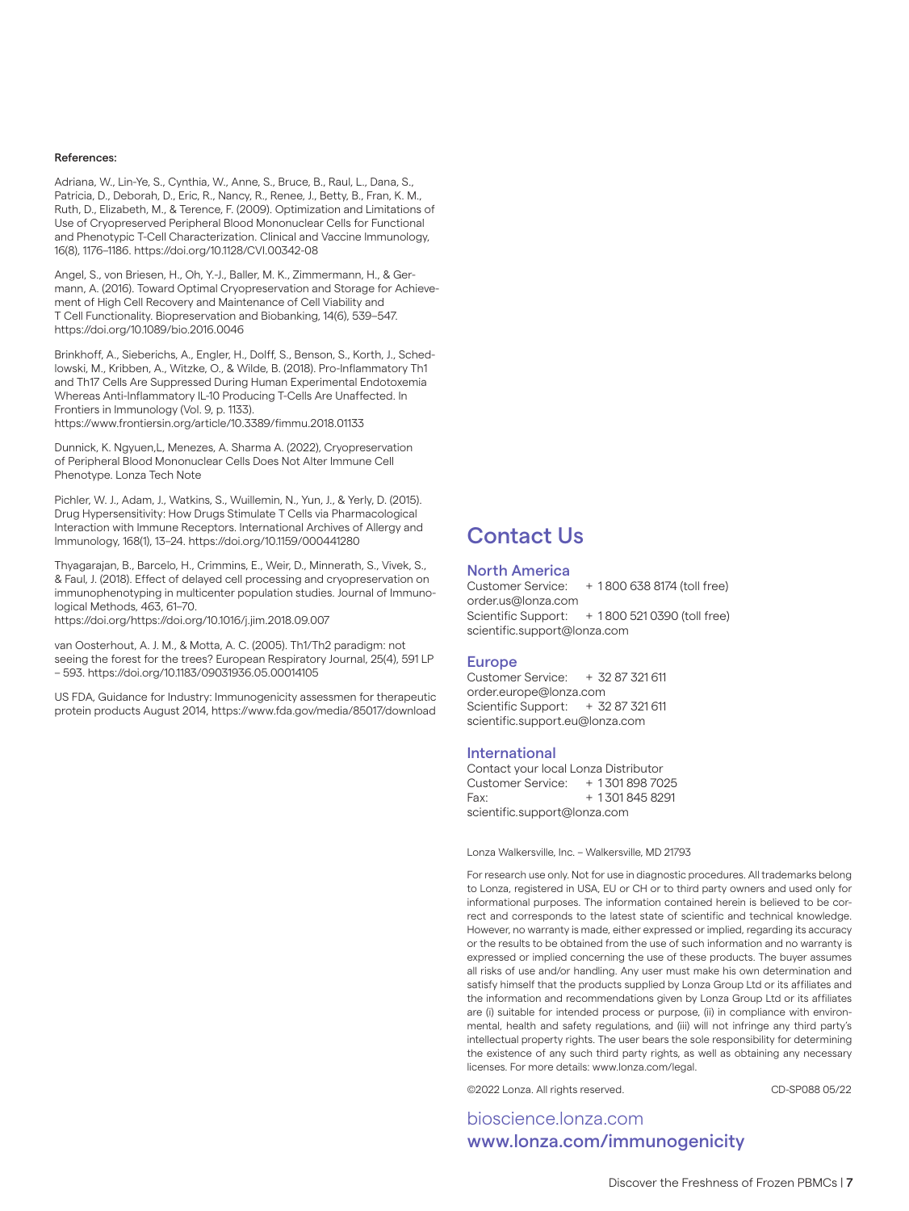**References:**

Adriana, W., Lin-Ye, S., Cynthia, W., Anne, S., Bruce, B., Raul, L., Dana, S., Patricia, D., Deborah, D., Eric, R., Nancy, R., Renee, J., Betty, B., Fran, K. M., Ruth, D., Elizabeth, M., & Terence, F. (2009). Optimization and Limitations of Use of Cryopreserved Peripheral Blood Mononuclear Cells for Functional and Phenotypic T-Cell Characterization. Clinical and Vaccine Immunology, 16(8), 1176–1186. https://doi.org/10.1128/CVI.00342-08

Angel, S., von Briesen, H., Oh, Y.-J., Baller, M. K., Zimmermann, H., & Germann, A. (2016). Toward Optimal Cryopreservation and Storage for Achievement of High Cell Recovery and Maintenance of Cell Viability and T Cell Functionality. Biopreservation and Biobanking, 14(6), 539–547. https://doi.org/10.1089/bio.2016.0046

Brinkhoff, A., Sieberichs, A., Engler, H., Dolff, S., Benson, S., Korth, J., Schedlowski, M., Kribben, A., Witzke, O., & Wilde, B. (2018). Pro-Inflammatory Th1 and Th17 Cells Are Suppressed During Human Experimental Endotoxemia Whereas Anti-Inflammatory IL-10 Producing T-Cells Are Unaffected. In Frontiers in Immunology (Vol. 9, p. 1133). https://www.frontiersin.org/article/10.3389/fimmu.2018.01133

Dunnick, K. Ngyuen,L, Menezes, A. Sharma A. (2022), Cryopreservation of Peripheral Blood Mononuclear Cells Does Not Alter Immune Cell Phenotype. Lonza Tech Note

Pichler, W. J., Adam, J., Watkins, S., Wuillemin, N., Yun, J., & Yerly, D. (2015). Drug Hypersensitivity: How Drugs Stimulate T Cells via Pharmacological Interaction with Immune Receptors. International Archives of Allergy and Immunology, 168(1), 13–24. https://doi.org/10.1159/000441280

Thyagarajan, B., Barcelo, H., Crimmins, E., Weir, D., Minnerath, S., Vivek, S., & Faul, J. (2018). Effect of delayed cell processing and cryopreservation on immunophenotyping in multicenter population studies. Journal of Immunological Methods, 463, 61–70. https://doi.org/https://doi.org/10.1016/j.jim.2018.09.007

van Oosterhout, A. J. M., & Motta, A. C. (2005). Th1/Th2 paradigm: not seeing the forest for the trees? European Respiratory Journal, 25(4), 591 LP – 593. https://doi.org/10.1183/09031936.05.00014105

US FDA, Guidance for Industry: Immunogenicity assessmen for therapeutic protein products August 2014, https://www.fda.gov/media/85017/download

# Contact Us

## North America

Customer Service: + 1 800 638 8174 (toll free)
order.us@lonza.com
Scientific Support: + 1 800 521 0390 (toll free)
scientific.support@lonza.com

## Europe

Customer Service: + 32 87 321 611
order.europe@lonza.com
Scientific Support: + 32 87 321 611
scientific.support.eu@lonza.com

## International

Contact your local Lonza Distributor
Customer Service: + 1 301 898 7025
Fax: + 1 301 845 8291
scientific.support@lonza.com

Lonza Walkersville, Inc. – Walkersville, MD 21793

For research use only. Not for use in diagnostic procedures. All trademarks belong to Lonza, registered in USA, EU or CH or to third party owners and used only for informational purposes. The information contained herein is believed to be correct and corresponds to the latest state of scientific and technical knowledge. However, no warranty is made, either expressed or implied, regarding its accuracy or the results to be obtained from the use of such information and no warranty is expressed or implied concerning the use of these products. The buyer assumes all risks of use and/or handling. Any user must make his own determination and satisfy himself that the products supplied by Lonza Group Ltd or its affiliates and the information and recommendations given by Lonza Group Ltd or its affiliates are (i) suitable for intended process or purpose, (ii) in compliance with environmental, health and safety regulations, and (iii) will not infringe any third party's intellectual property rights. The user bears the sole responsibility for determining the existence of any such third party rights, as well as obtaining any necessary licenses. For more details: www.lonza.com/legal.

©2022 Lonza. All rights reserved. CD-SP088 05/22

bioscience.lonza.com

**www.lonza.com/immunogenicity**